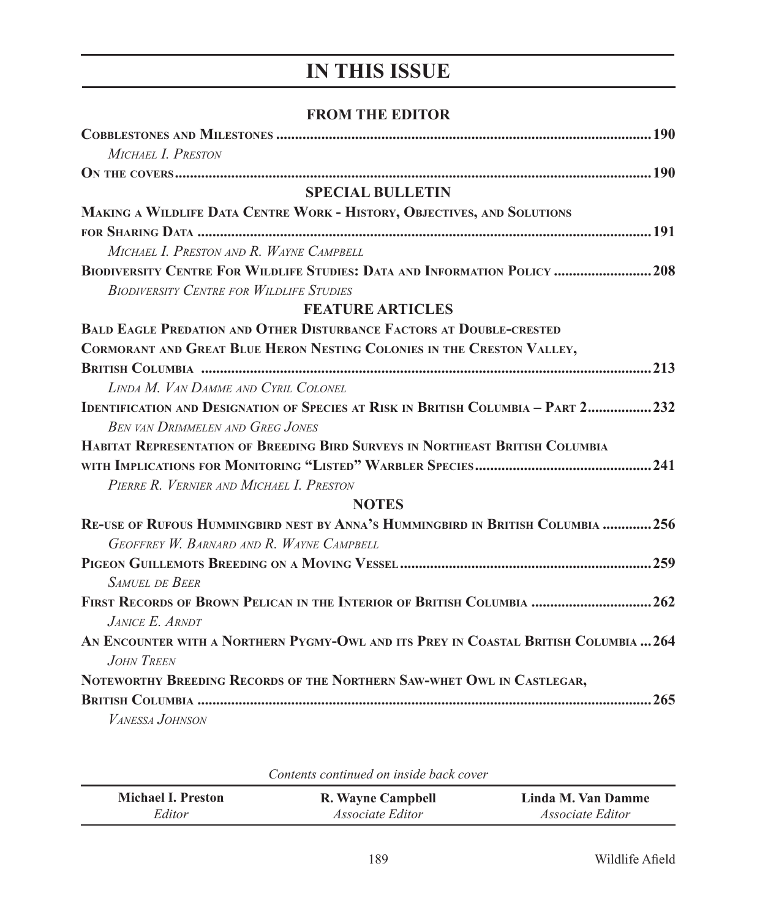# IN THIS ISSUE

## FROM THE EDITOR

**COBBLESTONES AND MILESTONES** .................................................... 190
*MICHAEL I. PRESTON*

**ON THE COVERS** .................................................... 190

## SPECIAL BULLETIN

**MAKING A WILDLIFE DATA CENTRE WORK - HISTORY, OBJECTIVES, AND SOLUTIONS FOR SHARING DATA** .................................................... 191
*MICHAEL I. PRESTON AND R. WAYNE CAMPBELL*

**BIODIVERSITY CENTRE FOR WILDLIFE STUDIES: DATA AND INFORMATION POLICY** .................................................... 208
*BIODIVERSITY CENTRE FOR WILDLIFE STUDIES*

## FEATURE ARTICLES

**BALD EAGLE PREDATION AND OTHER DISTURBANCE FACTORS AT DOUBLE-CRESTED CORMORANT AND GREAT BLUE HERON NESTING COLONIES IN THE CRESTON VALLEY, BRITISH COLUMBIA** .................................................... 213
*LINDA M. VAN DAMME AND CYRIL COLONEL*

**IDENTIFICATION AND DESIGNATION OF SPECIES AT RISK IN BRITISH COLUMBIA – PART 2** .................................................... 232
*BEN VAN DRIMMELEN AND GREG JONES*

**HABITAT REPRESENTATION OF BREEDING BIRD SURVEYS IN NORTHEAST BRITISH COLUMBIA WITH IMPLICATIONS FOR MONITORING "LISTED" WARBLER SPECIES** .................................................... 241
*PIERRE R. VERNIER AND MICHAEL I. PRESTON*

## NOTES

**RE-USE OF RUFOUS HUMMINGBIRD NEST BY ANNA'S HUMMINGBIRD IN BRITISH COLUMBIA** .................................................... 256
*GEOFFREY W. BARNARD AND R. WAYNE CAMPBELL*

**PIGEON GUILLEMOTS BREEDING ON A MOVING VESSEL** .................................................... 259
*SAMUEL DE BEER*

**FIRST RECORDS OF BROWN PELICAN IN THE INTERIOR OF BRITISH COLUMBIA** .................................................... 262
*JANICE E. ARNDT*

**AN ENCOUNTER WITH A NORTHERN PYGMY-OWL AND ITS PREY IN COASTAL BRITISH COLUMBIA** ... 264
*JOHN TREEN*

**NOTEWORTHY BREEDING RECORDS OF THE NORTHERN SAW-WHET OWL IN CASTLEGAR, BRITISH COLUMBIA** .................................................... 265
*VANESSA JOHNSON*

*Contents continued on inside back cover*

| **Michael I. Preston** | **R. Wayne Campbell** | **Linda M. Van Damme** |
|---|---|---|
| *Editor* | *Associate Editor* | *Associate Editor* |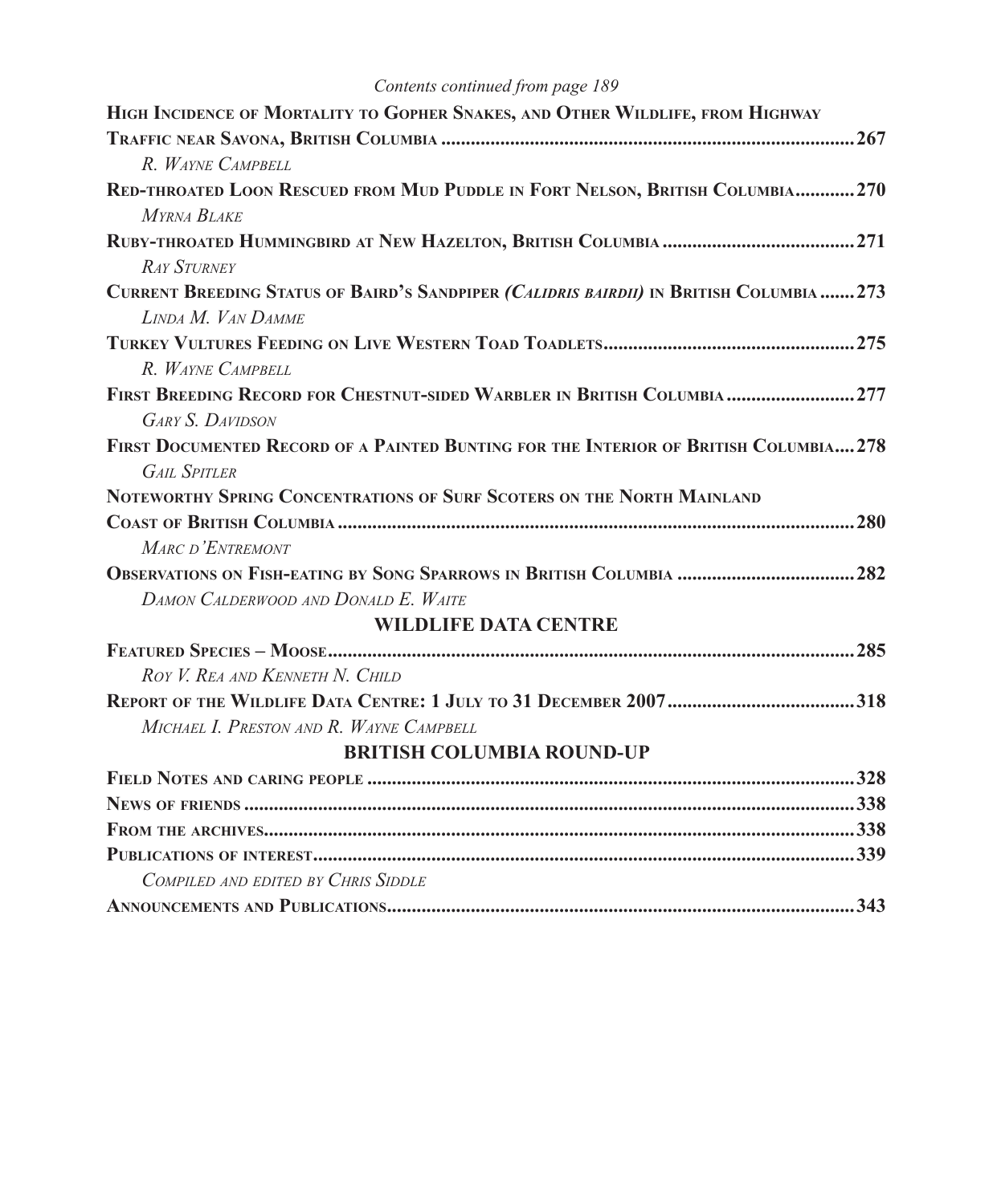*Contents continued from page 189*

**High Incidence of Mortality to Gopher Snakes, and Other Wildlife, from Highway Traffic near Savona, British Columbia** .......... **267**
*R. Wayne Campbell*

**Red-throated Loon Rescued from Mud Puddle in Fort Nelson, British Columbia** .......... **270**
*Myrna Blake*

**Ruby-throated Hummingbird at New Hazelton, British Columbia** .......... **271**
*Ray Sturney*

**Current Breeding Status of Baird's Sandpiper *(Calidris bairdii)* in British Columbia** .......... **273**
*Linda M. Van Damme*

**Turkey Vultures Feeding on Live Western Toad Toadlets** .......... **275**
*R. Wayne Campbell*

**First Breeding Record for Chestnut-sided Warbler in British Columbia** .......... **277**
*Gary S. Davidson*

**First Documented Record of a Painted Bunting for the Interior of British Columbia** .......... **278**
*Gail Spitler*

**Noteworthy Spring Concentrations of Surf Scoters on the North Mainland Coast of British Columbia** .......... **280**
*Marc d'Entremont*

**Observations on Fish-eating by Song Sparrows in British Columbia** .......... **282**
*Damon Calderwood and Donald E. Waite*

## WILDLIFE DATA CENTRE

**Featured Species – Moose** .......... **285**
*Roy V. Rea and Kenneth N. Child*

**Report of the Wildlife Data Centre: 1 July to 31 December 2007** .......... **318**
*Michael I. Preston and R. Wayne Campbell*

## BRITISH COLUMBIA ROUND-UP

**Field Notes and caring people** .......... **328**

**News of friends** .......... **338**

**From the archives** .......... **338**

**Publications of interest** .......... **339**
*Compiled and edited by Chris Siddle*

**Announcements and Publications** .......... **343**